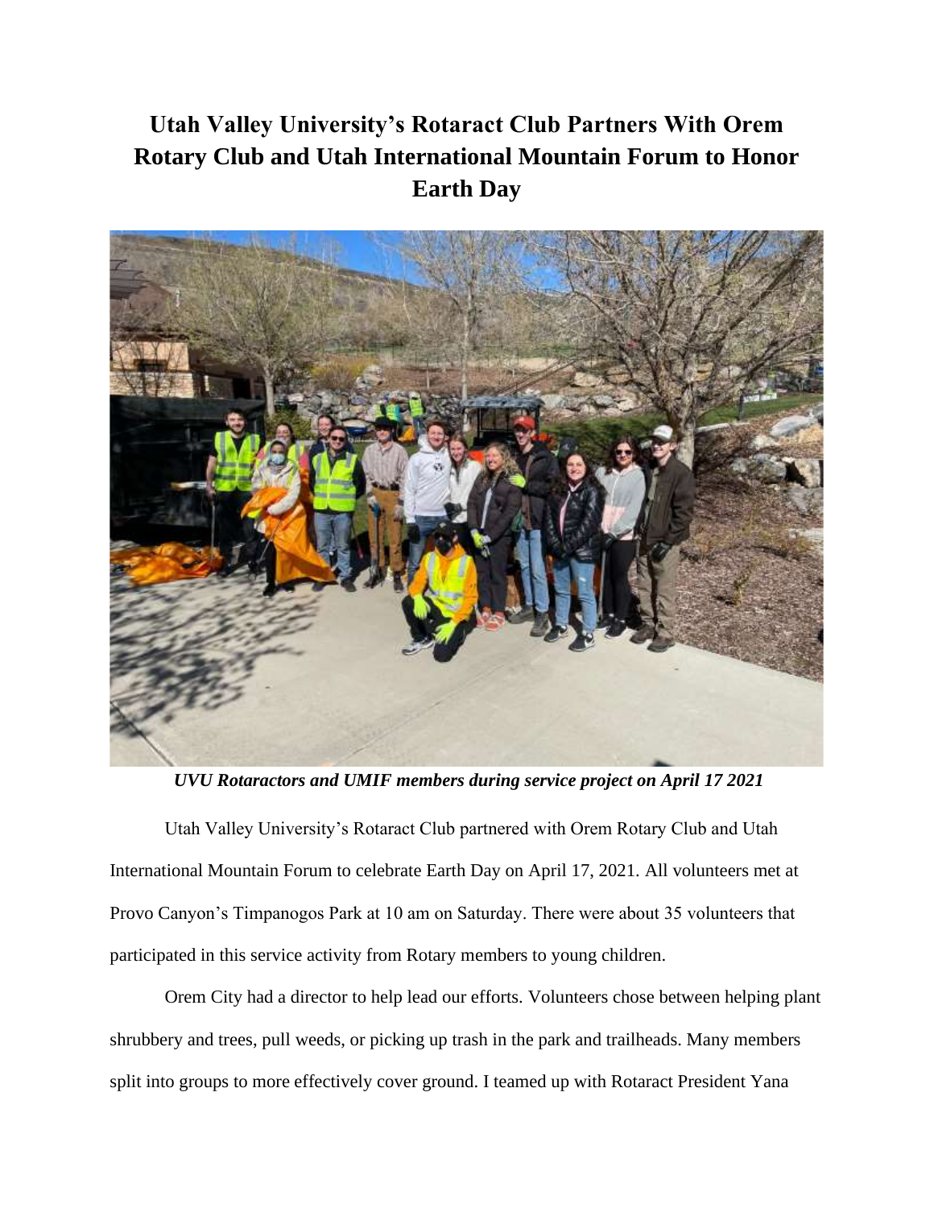# Utah Valley University's Rotaract Club Partners With Orem Rotary Club and Utah International Mountain Forum to Honor Earth Day

***UVU Rotaractors and UMIF members during service project on April 17 2021***

Utah Valley University's Rotaract Club partnered with Orem Rotary Club and Utah International Mountain Forum to celebrate Earth Day on April 17, 2021. All volunteers met at Provo Canyon's Timpanogos Park at 10 am on Saturday. There were about 35 volunteers that participated in this service activity from Rotary members to young children.

Orem City had a director to help lead our efforts. Volunteers chose between helping plant shrubbery and trees, pull weeds, or picking up trash in the park and trailheads. Many members split into groups to more effectively cover ground. I teamed up with Rotaract President Yana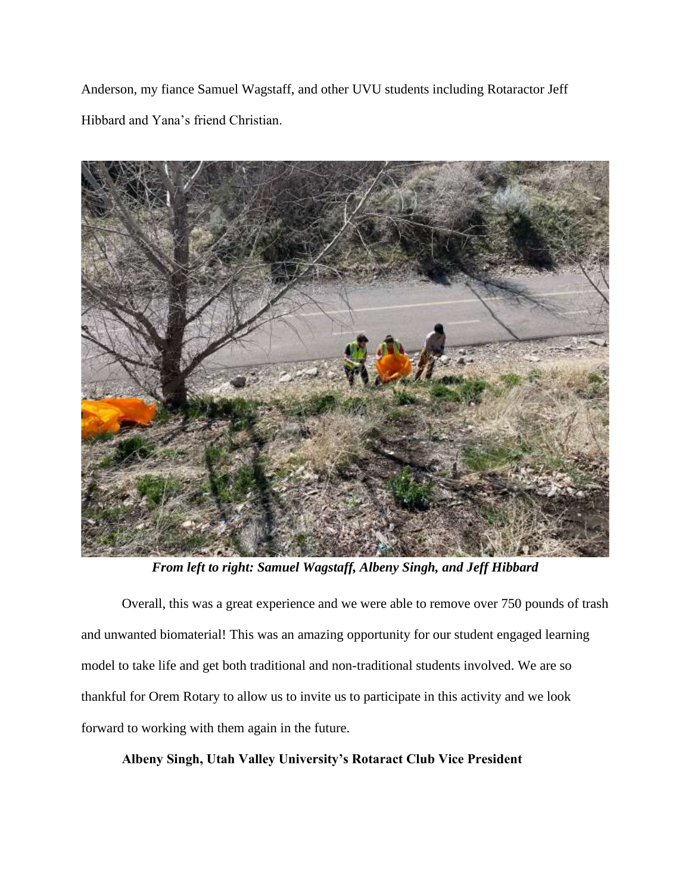Anderson, my fiance Samuel Wagstaff, and other UVU students including Rotaractor Jeff Hibbard and Yana's friend Christian.

***From left to right: Samuel Wagstaff, Albeny Singh, and Jeff Hibbard***

Overall, this was a great experience and we were able to remove over 750 pounds of trash and unwanted biomaterial! This was an amazing opportunity for our student engaged learning model to take life and get both traditional and non-traditional students involved. We are so thankful for Orem Rotary to allow us to invite us to participate in this activity and we look forward to working with them again in the future.

**Albeny Singh, Utah Valley University's Rotaract Club Vice President**